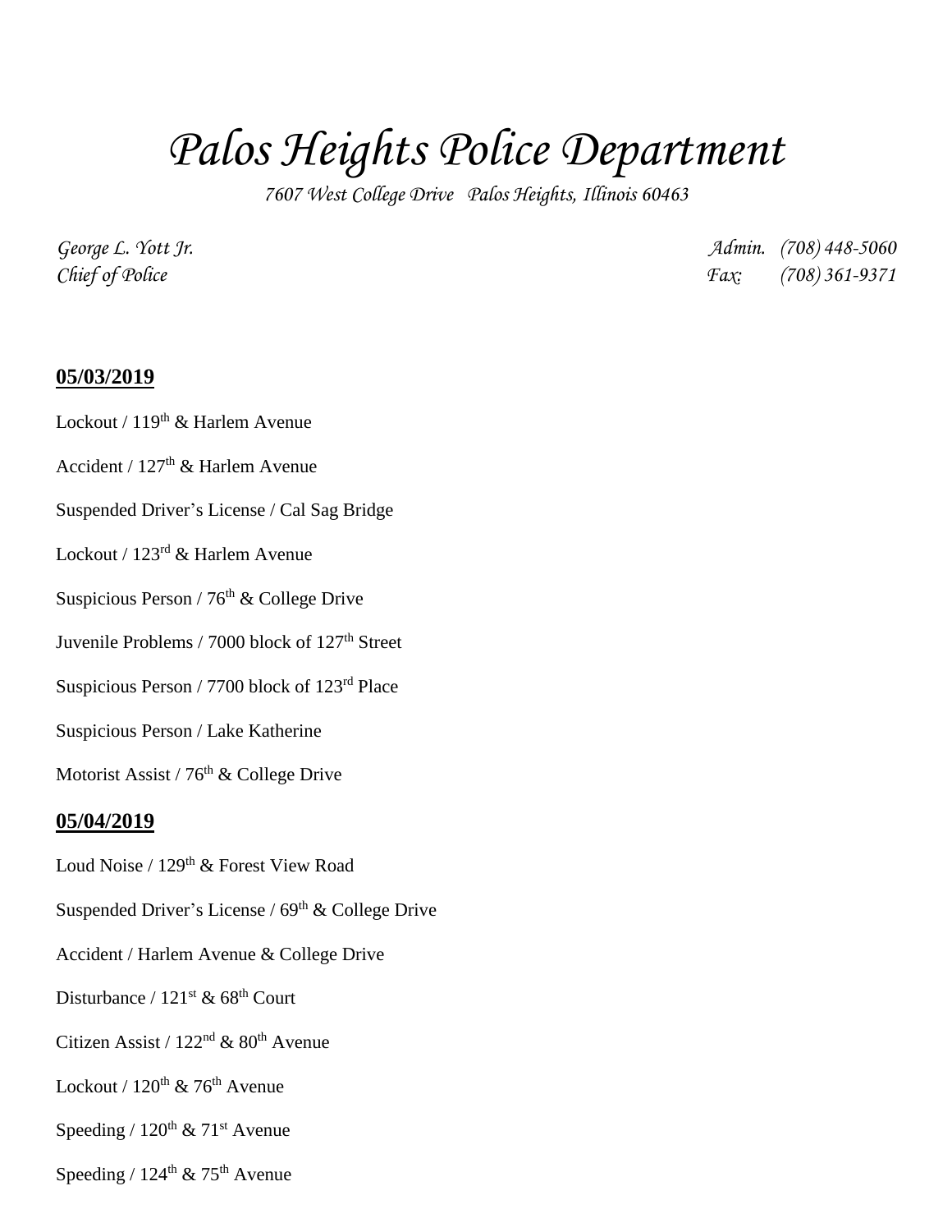# *Palos Heights Police Department*

*7607 West College Drive Palos Heights, Illinois 60463*

*George L. Yott Jr.* | *Admin. (708) 448-5060*
*Chief of Police* | *Fax: (708) 361-9371*

## 05/03/2019

Lockout / 119th & Harlem Avenue

Accident / 127th & Harlem Avenue

Suspended Driver's License / Cal Sag Bridge

Lockout / 123rd & Harlem Avenue

Suspicious Person / 76th & College Drive

Juvenile Problems / 7000 block of 127th Street

Suspicious Person / 7700 block of 123rd Place

Suspicious Person / Lake Katherine

Motorist Assist / 76th & College Drive

## 05/04/2019

Loud Noise / 129th & Forest View Road

Suspended Driver's License / 69th & College Drive

Accident / Harlem Avenue & College Drive

Disturbance / 121st & 68th Court

Citizen Assist / 122nd & 80th Avenue

Lockout / 120th & 76th Avenue

Speeding / 120th & 71st Avenue

Speeding / 124th & 75th Avenue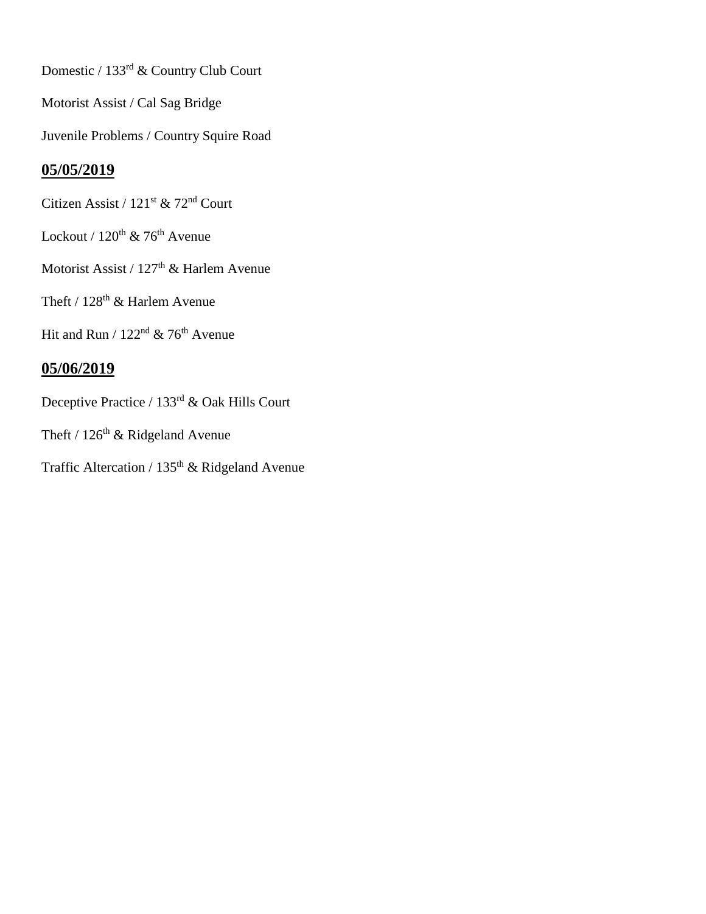Domestic / 133rd & Country Club Court

Motorist Assist / Cal Sag Bridge

Juvenile Problems / Country Squire Road

## 05/05/2019

Citizen Assist / 121st & 72nd Court

Lockout / 120th & 76th Avenue

Motorist Assist / 127th & Harlem Avenue

Theft / 128th & Harlem Avenue

Hit and Run / 122nd & 76th Avenue

## 05/06/2019

Deceptive Practice / 133rd & Oak Hills Court

Theft / 126th & Ridgeland Avenue

Traffic Altercation / 135th & Ridgeland Avenue